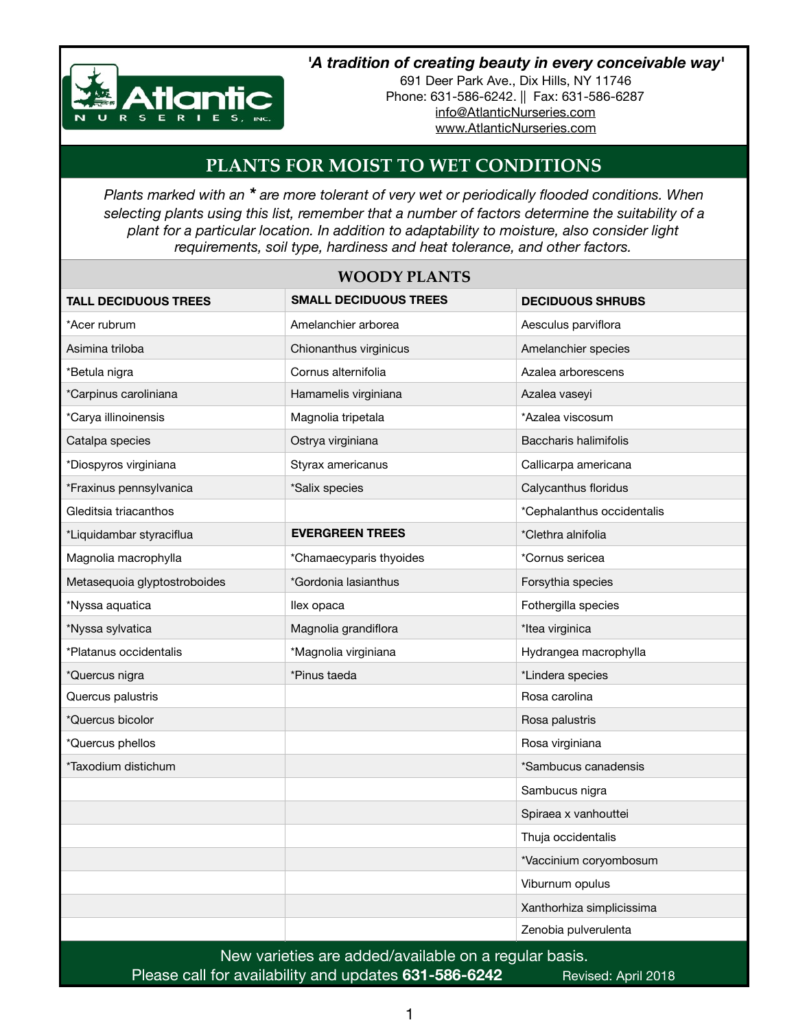Atlantic Nurseries, Inc.

***'A tradition of creating beauty in every conceivable way'***

691 Deer Park Ave., Dix Hills, NY 11746
Phone: 631-586-6242. || Fax: 631-586-6287
info@AtlanticNurseries.com
www.AtlanticNurseries.com

# PLANTS FOR MOIST TO WET CONDITIONS

*Plants marked with an * are more tolerant of very wet or periodically flooded conditions. When selecting plants using this list, remember that a number of factors determine the suitability of a plant for a particular location. In addition to adaptability to moisture, also consider light requirements, soil type, hardiness and heat tolerance, and other factors.*

## WOODY PLANTS

| TALL DECIDUOUS TREES | SMALL DECIDUOUS TREES | DECIDUOUS SHRUBS |
|---|---|---|
| *Acer rubrum | Amelanchier arborea | Aesculus parviflora |
| Asimina triloba | Chionanthus virginicus | Amelanchier species |
| *Betula nigra | Cornus alternifolia | Azalea arborescens |
| *Carpinus caroliniana | Hamamelis virginiana | Azalea vaseyi |
| *Carya illinoinensis | Magnolia tripetala | *Azalea viscosum |
| Catalpa species | Ostrya virginiana | Baccharis halimifolis |
| *Diospyros virginiana | Styrax americanus | Callicarpa americana |
| *Fraxinus pennsylvanica | *Salix species | Calycanthus floridus |
| Gleditsia triacanthos | | *Cephalanthus occidentalis |
| *Liquidambar styraciflua | **EVERGREEN TREES** | *Clethra alnifolia |
| Magnolia macrophylla | *Chamaecyparis thyoides | *Cornus sericea |
| Metasequoia glyptostroboides | *Gordonia lasianthus | Forsythia species |
| *Nyssa aquatica | Ilex opaca | Fothergilla species |
| *Nyssa sylvatica | Magnolia grandiflora | *Itea virginica |
| *Platanus occidentalis | *Magnolia virginiana | Hydrangea macrophylla |
| *Quercus nigra | *Pinus taeda | *Lindera species |
| Quercus palustris | | Rosa carolina |
| *Quercus bicolor | | Rosa palustris |
| *Quercus phellos | | Rosa virginiana |
| *Taxodium distichum | | *Sambucus canadensis |
| | | Sambucus nigra |
| | | Spiraea x vanhouttei |
| | | Thuja occidentalis |
| | | *Vaccinium coryombosum |
| | | Viburnum opulus |
| | | Xanthorhiza simplicissima |
| | | Zenobia pulverulenta |

New varieties are added/available on a regular basis.
Please call for availability and updates **631-586-6242**     Revised: April 2018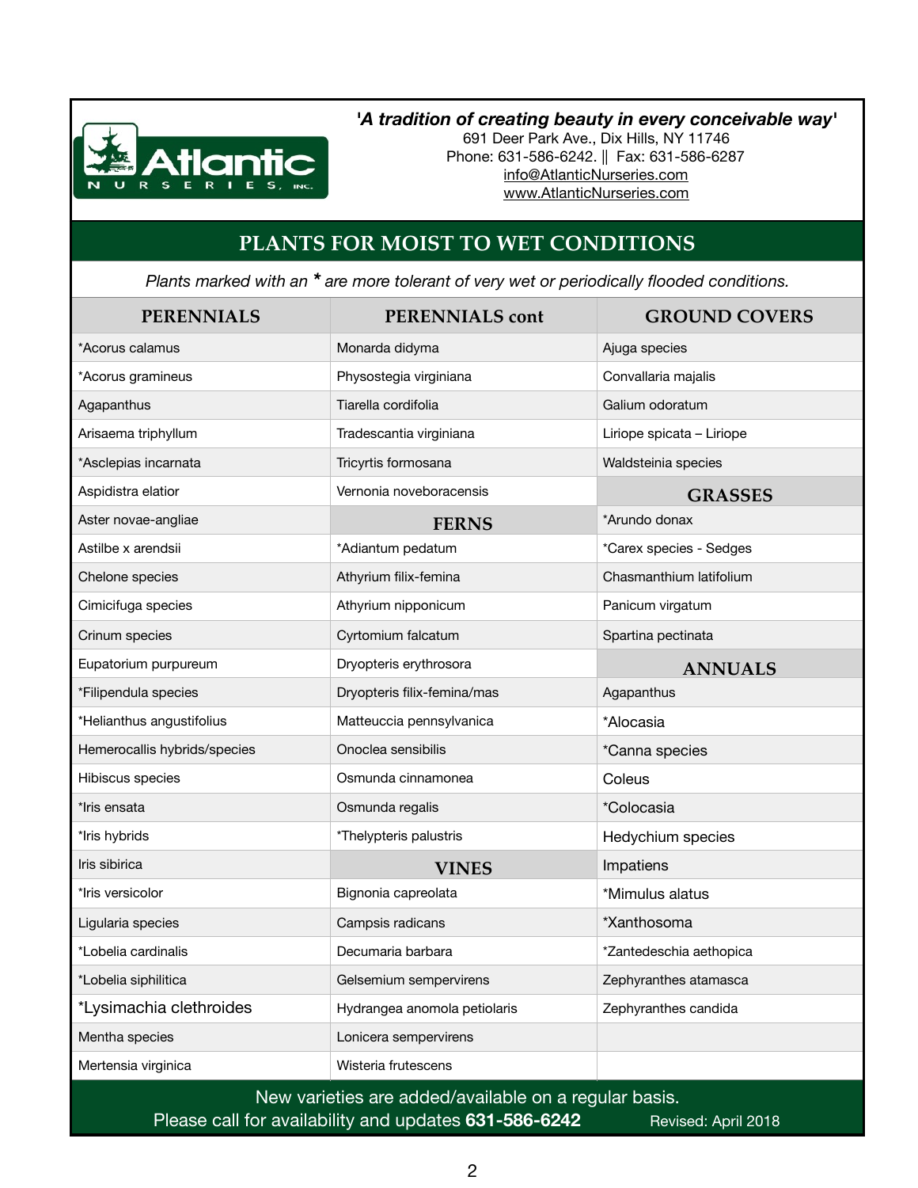**Atlantic NURSERIES, INC.**

***'A tradition of creating beauty in every conceivable way'***

691 Deer Park Ave., Dix Hills, NY 11746
Phone: 631-586-6242. || Fax: 631-586-6287
info@AtlanticNurseries.com
www.AtlanticNurseries.com

## PLANTS FOR MOIST TO WET CONDITIONS

*Plants marked with an * are more tolerant of very wet or periodically flooded conditions.*

| PERENNIALS | PERENNIALS cont | GROUND COVERS |
|---|---|---|
| *Acorus calamus | Monarda didyma | Ajuga species |
| *Acorus gramineus | Physostegia virginiana | Convallaria majalis |
| Agapanthus | Tiarella cordifolia | Galium odoratum |
| Arisaema triphyllum | Tradescantia virginiana | Liriope spicata – Liriope |
| *Asclepias incarnata | Tricyrtis formosana | Waldsteinia species |
| Aspidistra elatior | Vernonia noveboracensis | **GRASSES** |
| Aster novae-angliae | **FERNS** | *Arundo donax |
| Astilbe x arendsii | *Adiantum pedatum | *Carex species - Sedges |
| Chelone species | Athyrium filix-femina | Chasmanthium latifolium |
| Cimicifuga species | Athyrium nipponicum | Panicum virgatum |
| Crinum species | Cyrtomium falcatum | Spartina pectinata |
| Eupatorium purpureum | Dryopteris erythrosora | **ANNUALS** |
| *Filipendula species | Dryopteris filix-femina/mas | Agapanthus |
| *Helianthus angustifolius | Matteuccia pennsylvanica | *Alocasia |
| Hemerocallis hybrids/species | Onoclea sensibilis | *Canna species |
| Hibiscus species | Osmunda cinnamonea | Coleus |
| *Iris ensata | Osmunda regalis | *Colocasia |
| *Iris hybrids | *Thelypteris palustris | Hedychium species |
| Iris sibirica | **VINES** | Impatiens |
| *Iris versicolor | Bignonia capreolata | *Mimulus alatus |
| Ligularia species | Campsis radicans | *Xanthosoma |
| *Lobelia cardinalis | Decumaria barbara | *Zantedeschia aethopica |
| *Lobelia siphilitica | Gelsemium sempervirens | Zephyranthes atamasca |
| *Lysimachia clethroides | Hydrangea anomola petiolaris | Zephyranthes candida |
| Mentha species | Lonicera sempervirens | |
| Mertensia virginica | Wisteria frutescens | |

New varieties are added/available on a regular basis.
Please call for availability and updates **631-586-6242**

Revised: April 2018